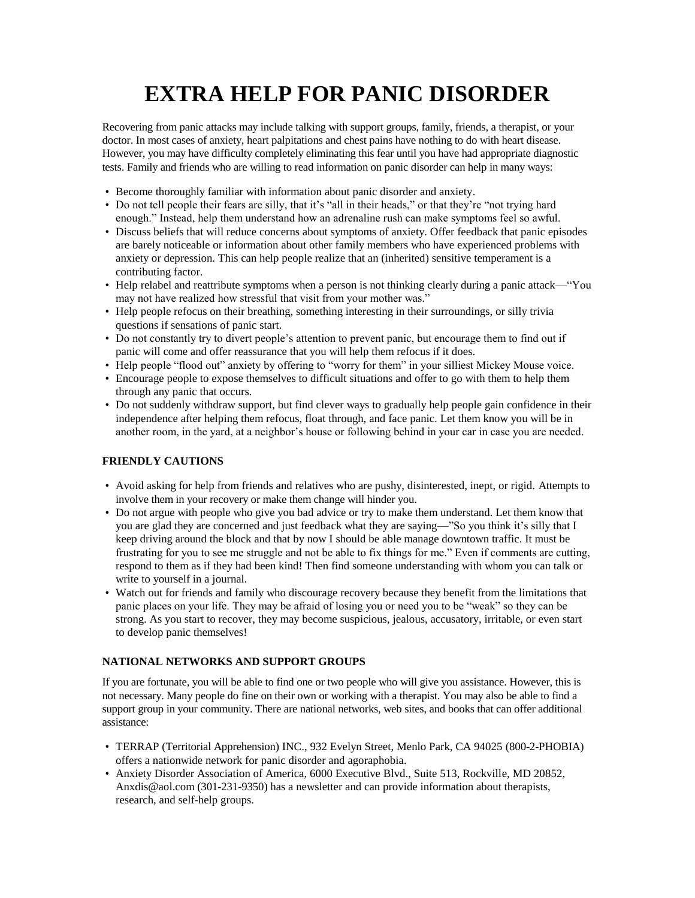# EXTRA HELP FOR PANIC DISORDER

Recovering from panic attacks may include talking with support groups, family, friends, a therapist, or your doctor. In most cases of anxiety, heart palpitations and chest pains have nothing to do with heart disease. However, you may have difficulty completely eliminating this fear until you have had appropriate diagnostic tests. Family and friends who are willing to read information on panic disorder can help in many ways:

- Become thoroughly familiar with information about panic disorder and anxiety.
- Do not tell people their fears are silly, that it's "all in their heads," or that they're "not trying hard enough." Instead, help them understand how an adrenaline rush can make symptoms feel so awful.
- Discuss beliefs that will reduce concerns about symptoms of anxiety. Offer feedback that panic episodes are barely noticeable or information about other family members who have experienced problems with anxiety or depression. This can help people realize that an (inherited) sensitive temperament is a contributing factor.
- Help relabel and reattribute symptoms when a person is not thinking clearly during a panic attack—"You may not have realized how stressful that visit from your mother was."
- Help people refocus on their breathing, something interesting in their surroundings, or silly trivia questions if sensations of panic start.
- Do not constantly try to divert people's attention to prevent panic, but encourage them to find out if panic will come and offer reassurance that you will help them refocus if it does.
- Help people "flood out" anxiety by offering to "worry for them" in your silliest Mickey Mouse voice.
- Encourage people to expose themselves to difficult situations and offer to go with them to help them through any panic that occurs.
- Do not suddenly withdraw support, but find clever ways to gradually help people gain confidence in their independence after helping them refocus, float through, and face panic. Let them know you will be in another room, in the yard, at a neighbor's house or following behind in your car in case you are needed.

**FRIENDLY CAUTIONS**

- Avoid asking for help from friends and relatives who are pushy, disinterested, inept, or rigid. Attempts to involve them in your recovery or make them change will hinder you.
- Do not argue with people who give you bad advice or try to make them understand. Let them know that you are glad they are concerned and just feedback what they are saying—"So you think it's silly that I keep driving around the block and that by now I should be able manage downtown traffic. It must be frustrating for you to see me struggle and not be able to fix things for me." Even if comments are cutting, respond to them as if they had been kind! Then find someone understanding with whom you can talk or write to yourself in a journal.
- Watch out for friends and family who discourage recovery because they benefit from the limitations that panic places on your life. They may be afraid of losing you or need you to be "weak" so they can be strong. As you start to recover, they may become suspicious, jealous, accusatory, irritable, or even start to develop panic themselves!

**NATIONAL NETWORKS AND SUPPORT GROUPS**

If you are fortunate, you will be able to find one or two people who will give you assistance. However, this is not necessary. Many people do fine on their own or working with a therapist. You may also be able to find a support group in your community. There are national networks, web sites, and books that can offer additional assistance:

- TERRAP (Territorial Apprehension) INC., 932 Evelyn Street, Menlo Park, CA 94025 (800-2-PHOBIA) offers a nationwide network for panic disorder and agoraphobia.
- Anxiety Disorder Association of America, 6000 Executive Blvd., Suite 513, Rockville, MD 20852, Anxdis@aol.com (301-231-9350) has a newsletter and can provide information about therapists, research, and self-help groups.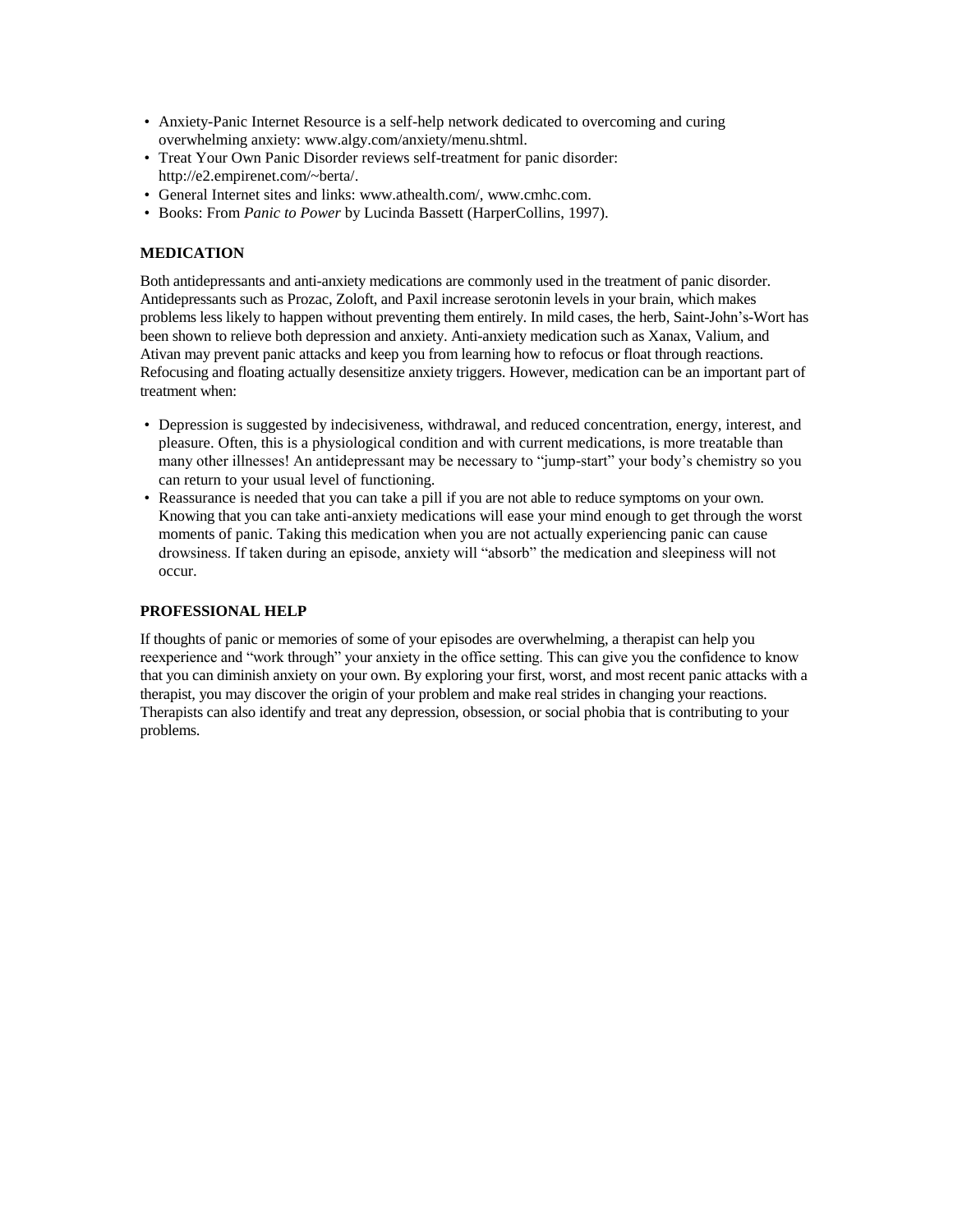- Anxiety-Panic Internet Resource is a self-help network dedicated to overcoming and curing overwhelming anxiety: www.algy.com/anxiety/menu.shtml.
- Treat Your Own Panic Disorder reviews self-treatment for panic disorder: http://e2.empirenet.com/~berta/.
- General Internet sites and links: www.athealth.com/, www.cmhc.com.
- Books: From *Panic to Power* by Lucinda Bassett (HarperCollins, 1997).

## MEDICATION

Both antidepressants and anti-anxiety medications are commonly used in the treatment of panic disorder. Antidepressants such as Prozac, Zoloft, and Paxil increase serotonin levels in your brain, which makes problems less likely to happen without preventing them entirely. In mild cases, the herb, Saint-John's-Wort has been shown to relieve both depression and anxiety. Anti-anxiety medication such as Xanax, Valium, and Ativan may prevent panic attacks and keep you from learning how to refocus or float through reactions. Refocusing and floating actually desensitize anxiety triggers. However, medication can be an important part of treatment when:

- Depression is suggested by indecisiveness, withdrawal, and reduced concentration, energy, interest, and pleasure. Often, this is a physiological condition and with current medications, is more treatable than many other illnesses! An antidepressant may be necessary to "jump-start" your body's chemistry so you can return to your usual level of functioning.
- Reassurance is needed that you can take a pill if you are not able to reduce symptoms on your own. Knowing that you can take anti-anxiety medications will ease your mind enough to get through the worst moments of panic. Taking this medication when you are not actually experiencing panic can cause drowsiness. If taken during an episode, anxiety will "absorb" the medication and sleepiness will not occur.

## PROFESSIONAL HELP

If thoughts of panic or memories of some of your episodes are overwhelming, a therapist can help you reexperience and "work through" your anxiety in the office setting. This can give you the confidence to know that you can diminish anxiety on your own. By exploring your first, worst, and most recent panic attacks with a therapist, you may discover the origin of your problem and make real strides in changing your reactions. Therapists can also identify and treat any depression, obsession, or social phobia that is contributing to your problems.